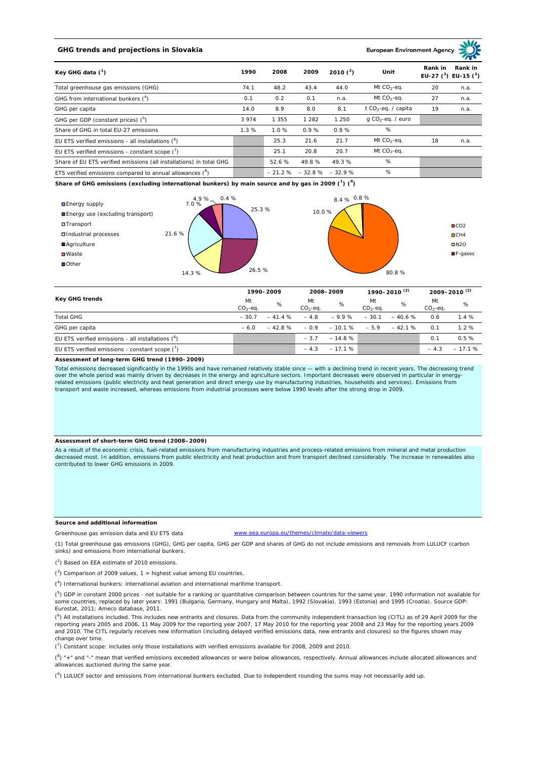## GHG trends and projections in Slovakia

European Environment Agency

| Key GHG data [1] | 1990 | 2008 | 2009 | 2010 [2] | Unit | Rank in EU-27 [3] | Rank in EU-15 [3] |
|---|---|---|---|---|---|---|---|
| Total greenhouse gas emissions (GHG) | 74.1 | 48.2 | 43.4 | 44.0 | Mt $CO_2$-eq. | 20 | n.a. |
| GHG from international bunkers [4] | 0.1 | 0.2 | 0.1 | n.a. | Mt $CO_2$-eq. | 27 | n.a. |
| GHG per capita | 14.0 | 8.9 | 8.0 | 8.1 | t $CO_2$-eq. / capita | 19 | n.a. |
| GHG per GDP (constant prices) [5] | 3 974 | 1 355 | 1 282 | 1 250 | g $CO_2$-eq. / euro | | |
| Share of GHG in total EU-27 emissions | 1.3 % | 1.0 % | 0.9 % | 0.9 % | % | | |
| EU ETS verified emissions - all installations [6] | | 25.3 | 21.6 | 21.7 | Mt $CO_2$-eq. | 18 | n.a. |
| EU ETS verified emissions - constant scope [7] | | 25.1 | 20.8 | 20.7 | Mt $CO_2$-eq. | | |
| Share of EU ETS verified emissions (all installations) in total GHG | | 52.6 % | 49.8 % | 49.3 % | % | | |
| ETS verified emissions compared to annual allowances [8] | | – 21.2 % | – 32.8 % | – 32.9 % | % | | |

**Share of GHG emissions (excluding international bunkers) by main source and by gas in 2009 [1] [9]**

By main source: Energy supply 25.3 %; Energy use (excluding transport) 26.5 %; Transport 14.3 %; Industrial processes 21.6 %; Agriculture 7.0 %; Waste 4.9 %; Other 0.4 %

By gas: $CO_2$ 80.8 %; $CH_4$ 10.0 %; $N_2O$ 8.4 %; F-gases 0.8 %

| Key GHG trends | 1990–2009 | | 2008–2009 | | 1990–2010 [2] | | 2009–2010 [2] | |
|---|---|---|---|---|---|---|---|---|
| | Mt $CO_2$-eq. | % | Mt $CO_2$-eq. | % | Mt $CO_2$-eq. | % | Mt $CO_2$-eq. | % |
| Total GHG | – 30.7 | – 41.4 % | – 4.8 | – 9.9 % | – 30.1 | – 40.6 % | 0.6 | 1.4 % |
| GHG per capita | – 6.0 | – 42.8 % | – 0.9 | – 10.1 % | – 5.9 | – 42.1 % | 0.1 | 1.2 % |
| EU ETS verified emissions - all installations [6] | | | – 3.7 | – 14.8 % | | | 0.1 | 0.5 % |
| EU ETS verified emissions - constant scope [7] | | | – 4.3 | – 17.1 % | | | – 4.3 | – 17.1 % |

**Assessment of long-term GHG trend (1990–2009)**

Total emissions decreased significantly in the 1990s and have remained relatively stable since — with a declining trend in recent years. The decreasing trend over the whole period was mainly driven by decreases in the energy and agriculture sectors. Important decreases were observed in particular in energy-related emissions (public electricity and heat generation and direct energy use by manufacturing industries, households and services). Emissions from transport and waste increased, whereas emissions from industrial processes were below 1990 levels after the strong drop in 2009.

**Assessment of short-term GHG trend (2008–2009)**

As a result of the economic crisis, fuel-related emissions from manufacturing industries and process-related emissions from mineral and metal production decreased most. In addition, emissions from public electricity and heat production and from transport declined considerably. The increase in renewables also contributed to lower GHG emissions in 2009.

**Source and additional information**

Greenhouse gas emission data and EU ETS data www.eea.europa.eu/themes/climate/data-viewers

(1) Total greenhouse gas emissions (GHG), GHG per capita, GHG per GDP and shares of GHG do not include emissions and removals from LULUCF (carbon sinks) and emissions from international bunkers.

(2) Based on EEA estimate of 2010 emissions.

(3) Comparison of 2009 values, 1 = highest value among EU countries.

(4) International bunkers: international aviation and international maritime transport.

(5) GDP in constant 2000 prices - not suitable for a ranking or quantitative comparison between countries for the same year. 1990 information not available for some countries, replaced by later years: 1991 (Bulgaria, Germany, Hungary and Malta), 1992 (Slovakia), 1993 (Estonia) and 1995 (Croatia). Source GDP: Eurostat, 2011; Ameco database, 2011.

(6) All installations included. This includes new entrants and closures. Data from the community independent transaction log (CITL) as of 29 April 2009 for the reporting years 2005 and 2006, 11 May 2009 for the reporting year 2007, 17 May 2010 for the reporting year 2008 and 23 May for the reporting years 2009 and 2010. The CITL regularly receives new information (including delayed verified emissions data, new entrants and closures) so the figures shown may change over time.

(7) Constant scope: includes only those installations with verified emissions available for 2008, 2009 and 2010.

(8) "+" and "-" mean that verified emissions exceeded allowances or were below allowances, respectively. Annual allowances include allocated allowances and allowances auctioned during the same year.

(9) LULUCF sector and emissions from international bunkers excluded. Due to independent rounding the sums may not necessarily add up.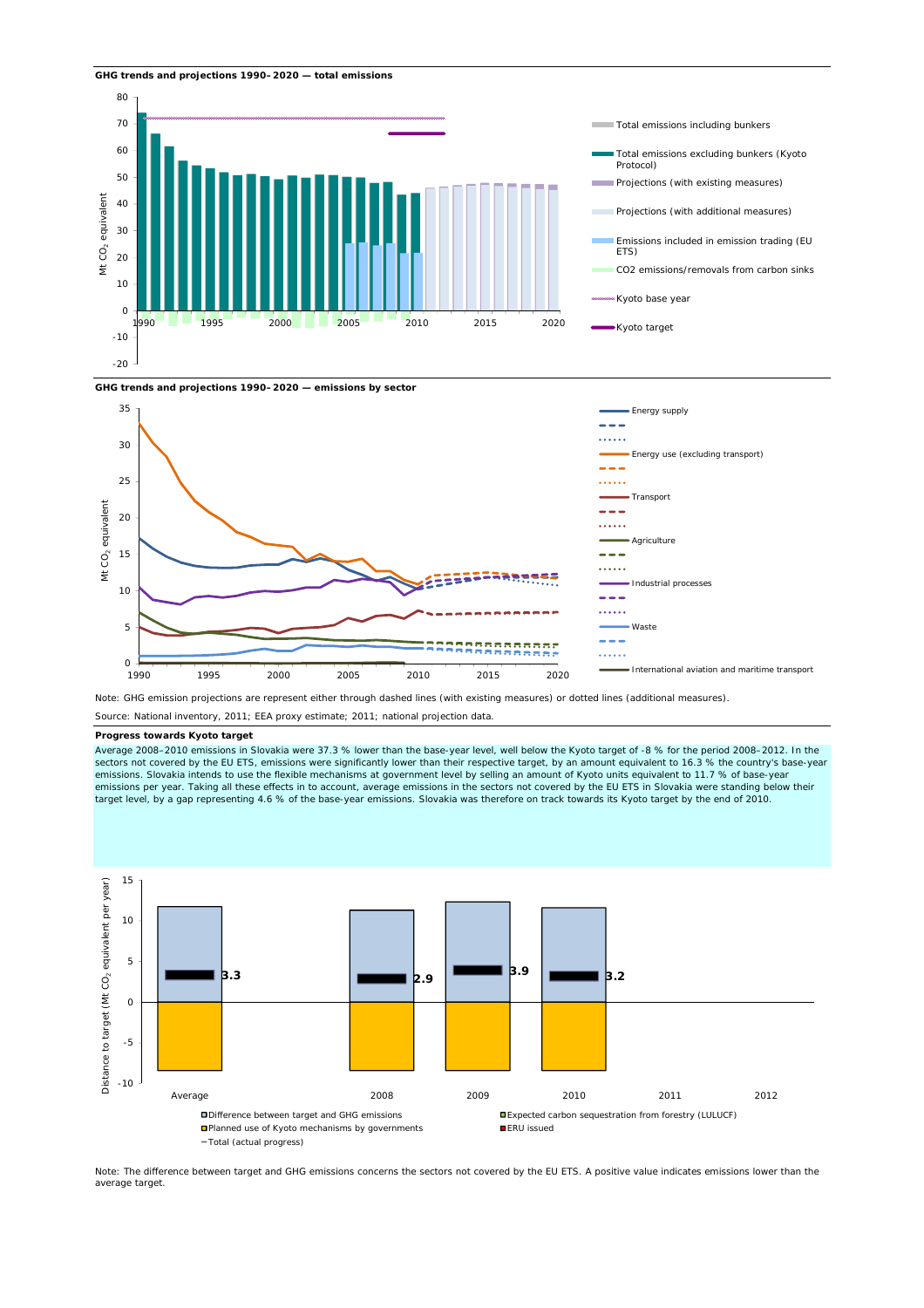**GHG trends and projections 1990–2020 — total emissions**

80
70
60
50
40
30
20
10
0
-10
-20

Mt $CO_2$ equivalent

1990 1995 2000 2005 2010 2015 2020

Total emissions including bunkers

Total emissions excluding bunkers (Kyoto Protocol)

Projections (with existing measures)

Projections (with additional measures)

Emissions included in emission trading (EU ETS)

CO2 emissions/removals from carbon sinks

Kyoto base year

Kyoto target

**GHG trends and projections 1990–2020 — emissions by sector**

35
30
25
20
15
10
5
0

Mt $CO_2$ equivalent

1990 1995 2000 2005 2010 2015 2020

Energy supply

Energy use (excluding transport)

Transport

Agriculture

Industrial processes

Waste

International aviation and maritime transport

Note: GHG emission projections are represent either through dashed lines (with existing measures) or dotted lines (additional measures).

Source: National inventory, 2011; EEA proxy estimate; 2011; national projection data.

**Progress towards Kyoto target**

Average 2008–2010 emissions in Slovakia were 37.3 % lower than the base-year level, well below the Kyoto target of -8 % for the period 2008–2012. In the sectors not covered by the EU ETS, emissions were significantly lower than their respective target, by an amount equivalent to 16.3 % the country's base-year emissions. Slovakia intends to use the flexible mechanisms at government level by selling an amount of Kyoto units equivalent to 11.7 % of base-year emissions per year. Taking all these effects in to account, average emissions in the sectors not covered by the EU ETS in Slovakia were standing below their target level, by a gap representing 4.6 % of the base-year emissions. Slovakia was therefore on track towards its Kyoto target by the end of 2010.

15
10
5
0
-5
-10

Distance to target (Mt $CO_2$ equivalent per year)

3.3
2.9
3.9
3.2

Average 2008 2009 2010 2011 2012

Difference between target and GHG emissions

Expected carbon sequestration from forestry (LULUCF)

Planned use of Kyoto mechanisms by governments

ERU issued

Total (actual progress)

Note: The difference between target and GHG emissions concerns the sectors not covered by the EU ETS. A positive value indicates emissions lower than the average target.